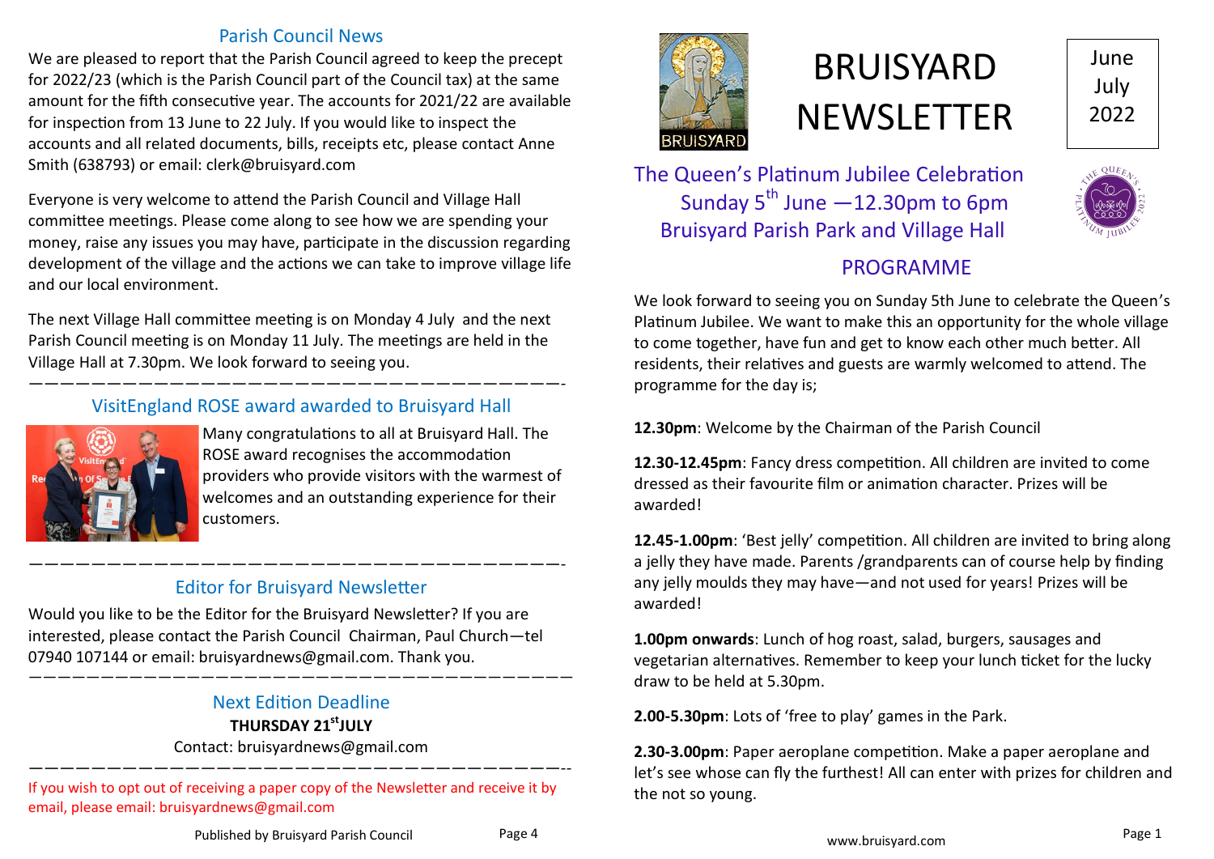## Parish Council News

We are pleased to report that the Parish Council agreed to keep the precept for 2022/23 (which is the Parish Council part of the Council tax) at the same amount for the fifth consecutive year. The accounts for 2021/22 are available for inspection from 13 June to 22 July. If you would like to inspect the accounts and all related documents, bills, receipts etc, please contact Anne Smith (638793) or email: clerk@bruisyard.com

Everyone is very welcome to attend the Parish Council and Village Hall committee meetings. Please come along to see how we are spending your money, raise any issues you may have, participate in the discussion regarding development of the village and the actions we can take to improve village life and our local environment.

The next Village Hall committee meeting is on Monday 4 July and the next Parish Council meeting is on Monday 11 July. The meetings are held in the Village Hall at 7.30pm. We look forward to seeing you.

---

## VisitEngland ROSE award awarded to Bruisyard Hall

Many congratulations to all at Bruisyard Hall. The ROSE award recognises the accommodation providers who provide visitors with the warmest of welcomes and an outstanding experience for their customers.

---

## Editor for Bruisyard Newsletter

Would you like to be the Editor for the Bruisyard Newsletter? If you are interested, please contact the Parish Council Chairman, Paul Church—tel 07940 107144 or email: bruisyardnews@gmail.com. Thank you.

---

## Next Edition Deadline

**THURSDAY 21st JULY**

Contact: bruisyardnews@gmail.com

---

If you wish to opt out of receiving a paper copy of the Newsletter and receive it by email, please email: bruisyardnews@gmail.com

Published by Bruisyard Parish Council

# BRUISYARD NEWSLETTER

June July 2022

## The Queen's Platinum Jubilee Celebration

## Sunday 5th June —12.30pm to 6pm

## Bruisyard Parish Park and Village Hall

## PROGRAMME

We look forward to seeing you on Sunday 5th June to celebrate the Queen's Platinum Jubilee. We want to make this an opportunity for the whole village to come together, have fun and get to know each other much better. All residents, their relatives and guests are warmly welcomed to attend. The programme for the day is;

**12.30pm**: Welcome by the Chairman of the Parish Council

**12.30-12.45pm**: Fancy dress competition. All children are invited to come dressed as their favourite film or animation character. Prizes will be awarded!

**12.45-1.00pm**: 'Best jelly' competition. All children are invited to bring along a jelly they have made. Parents /grandparents can of course help by finding any jelly moulds they may have—and not used for years! Prizes will be awarded!

**1.00pm onwards**: Lunch of hog roast, salad, burgers, sausages and vegetarian alternatives. Remember to keep your lunch ticket for the lucky draw to be held at 5.30pm.

**2.00-5.30pm**: Lots of 'free to play' games in the Park.

**2.30-3.00pm**: Paper aeroplane competition. Make a paper aeroplane and let's see whose can fly the furthest! All can enter with prizes for children and the not so young.

www.bruisyard.com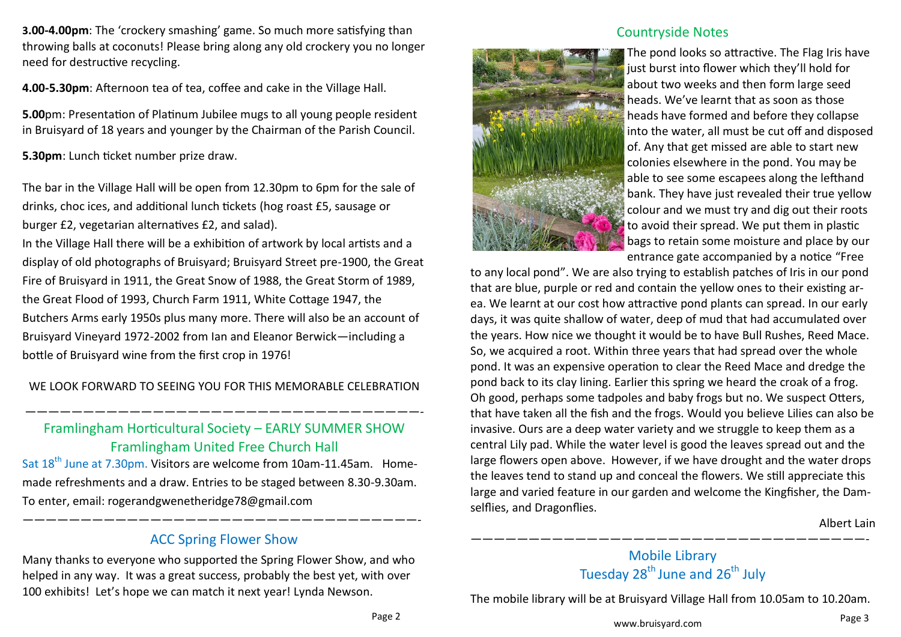**3.00-4.00pm**: The 'crockery smashing' game. So much more satisfying than throwing balls at coconuts! Please bring along any old crockery you no longer need for destructive recycling.

**4.00-5.30pm**: Afternoon tea of tea, coffee and cake in the Village Hall.

**5.00**pm: Presentation of Platinum Jubilee mugs to all young people resident in Bruisyard of 18 years and younger by the Chairman of the Parish Council.

**5.30pm**: Lunch ticket number prize draw.

The bar in the Village Hall will be open from 12.30pm to 6pm for the sale of drinks, choc ices, and additional lunch tickets (hog roast £5, sausage or burger £2, vegetarian alternatives £2, and salad).

In the Village Hall there will be a exhibition of artwork by local artists and a display of old photographs of Bruisyard; Bruisyard Street pre-1900, the Great Fire of Bruisyard in 1911, the Great Snow of 1988, the Great Storm of 1989, the Great Flood of 1993, Church Farm 1911, White Cottage 1947, the Butchers Arms early 1950s plus many more. There will also be an account of Bruisyard Vineyard 1972-2002 from Ian and Eleanor Berwick—including a bottle of Bruisyard wine from the first crop in 1976!

WE LOOK FORWARD TO SEEING YOU FOR THIS MEMORABLE CELEBRATION

---

## Framlingham Horticultural Society – EARLY SUMMER SHOW
## Framlingham United Free Church Hall

Sat 18th June at 7.30pm. Visitors are welcome from 10am-11.45am. Home-made refreshments and a draw. Entries to be staged between 8.30-9.30am. To enter, email: rogerandgwenetheridge78@gmail.com

---

## ACC Spring Flower Show

Many thanks to everyone who supported the Spring Flower Show, and who helped in any way. It was a great success, probably the best yet, with over 100 exhibits! Let's hope we can match it next year! Lynda Newson.

## Countryside Notes

The pond looks so attractive. The Flag Iris have just burst into flower which they'll hold for about two weeks and then form large seed heads. We've learnt that as soon as those heads have formed and before they collapse into the water, all must be cut off and disposed of. Any that get missed are able to start new colonies elsewhere in the pond. You may be able to see some escapees along the lefthand bank. They have just revealed their true yellow colour and we must try and dig out their roots to avoid their spread. We put them in plastic bags to retain some moisture and place by our entrance gate accompanied by a notice "Free to any local pond". We are also trying to establish patches of Iris in our pond that are blue, purple or red and contain the yellow ones to their existing area. We learnt at our cost how attractive pond plants can spread. In our early days, it was quite shallow of water, deep of mud that had accumulated over the years. How nice we thought it would be to have Bull Rushes, Reed Mace. So, we acquired a root. Within three years that had spread over the whole pond. It was an expensive operation to clear the Reed Mace and dredge the pond back to its clay lining. Earlier this spring we heard the croak of a frog. Oh good, perhaps some tadpoles and baby frogs but no. We suspect Otters, that have taken all the fish and the frogs. Would you believe Lilies can also be invasive. Ours are a deep water variety and we struggle to keep them as a central Lily pad. While the water level is good the leaves spread out and the large flowers open above. However, if we have drought and the water drops the leaves tend to stand up and conceal the flowers. We still appreciate this large and varied feature in our garden and welcome the Kingfisher, the Damselflies, and Dragonflies.

Albert Lain

---

## Mobile Library
## Tuesday 28th June and 26th July

The mobile library will be at Bruisyard Village Hall from 10.05am to 10.20am.